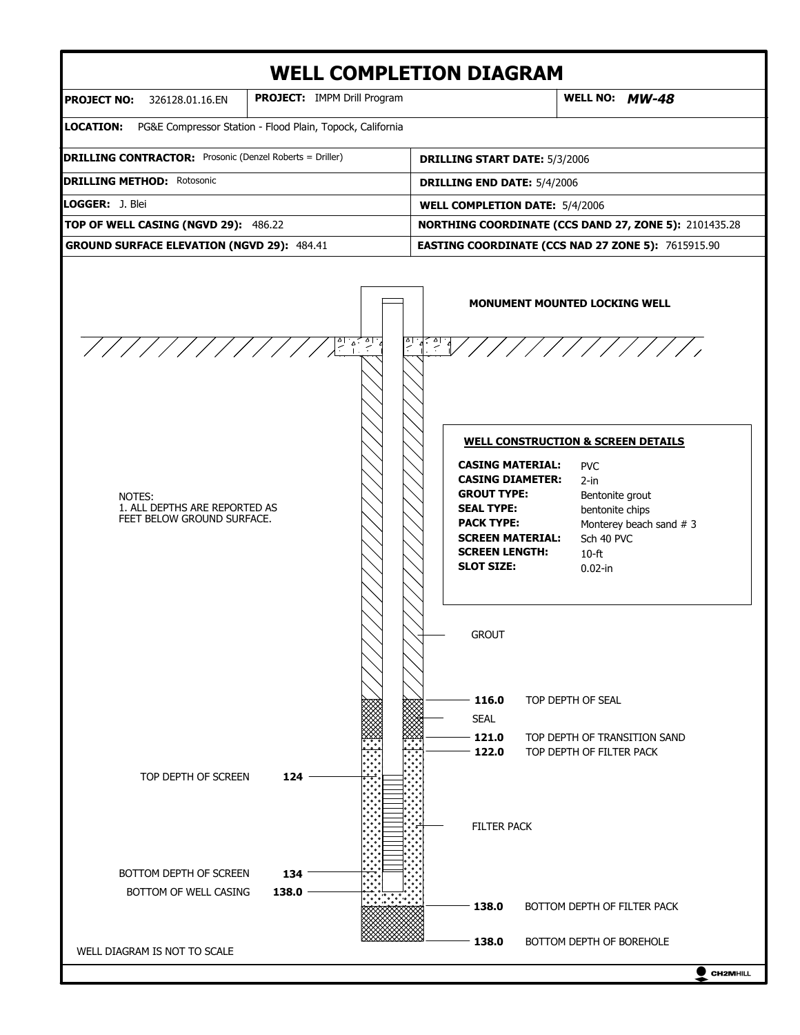# WELL COMPLETION DIAGRAM

| | | |
|---|---|---|
| **PROJECT NO:** 326128.01.16.EN | **PROJECT:** IMPM Drill Program | **WELL NO:** ***MW-48*** |

**LOCATION:** PG&E Compressor Station - Flood Plain, Topock, California

| | |
|---|---|
| **DRILLING CONTRACTOR:** Prosonic (Denzel Roberts = Driller) | **DRILLING START DATE:** 5/3/2006 |
| **DRILLING METHOD:** Rotosonic | **DRILLING END DATE:** 5/4/2006 |
| **LOGGER:** J. Blei | **WELL COMPLETION DATE:** 5/4/2006 |
| **TOP OF WELL CASING (NGVD 29):** 486.22 | **NORTHING COORDINATE (CCS DAND 27, ZONE 5):** 2101435.28 |
| **GROUND SURFACE ELEVATION (NGVD 29):** 484.41 | **EASTING COORDINATE (CCS NAD 27 ZONE 5):** 7615915.90 |

**MONUMENT MOUNTED LOCKING WELL**

NOTES:
1. ALL DEPTHS ARE REPORTED AS FEET BELOW GROUND SURFACE.

**WELL CONSTRUCTION & SCREEN DETAILS**

| | |
|---|---|
| **CASING MATERIAL:** | PVC |
| **CASING DIAMETER:** | 2-in |
| **GROUT TYPE:** | Bentonite grout |
| **SEAL TYPE:** | bentonite chips |
| **PACK TYPE:** | Monterey beach sand # 3 |
| **SCREEN MATERIAL:** | Sch 40 PVC |
| **SCREEN LENGTH:** | 10-ft |
| **SLOT SIZE:** | 0.02-in |

GROUT

**116.0** TOP DEPTH OF SEAL

SEAL

**121.0** TOP DEPTH OF TRANSITION SAND

**122.0** TOP DEPTH OF FILTER PACK

TOP DEPTH OF SCREEN **124**

FILTER PACK

BOTTOM DEPTH OF SCREEN **134**

BOTTOM OF WELL CASING **138.0**

**138.0** BOTTOM DEPTH OF FILTER PACK

**138.0** BOTTOM DEPTH OF BOREHOLE

WELL DIAGRAM IS NOT TO SCALE

CH2MHILL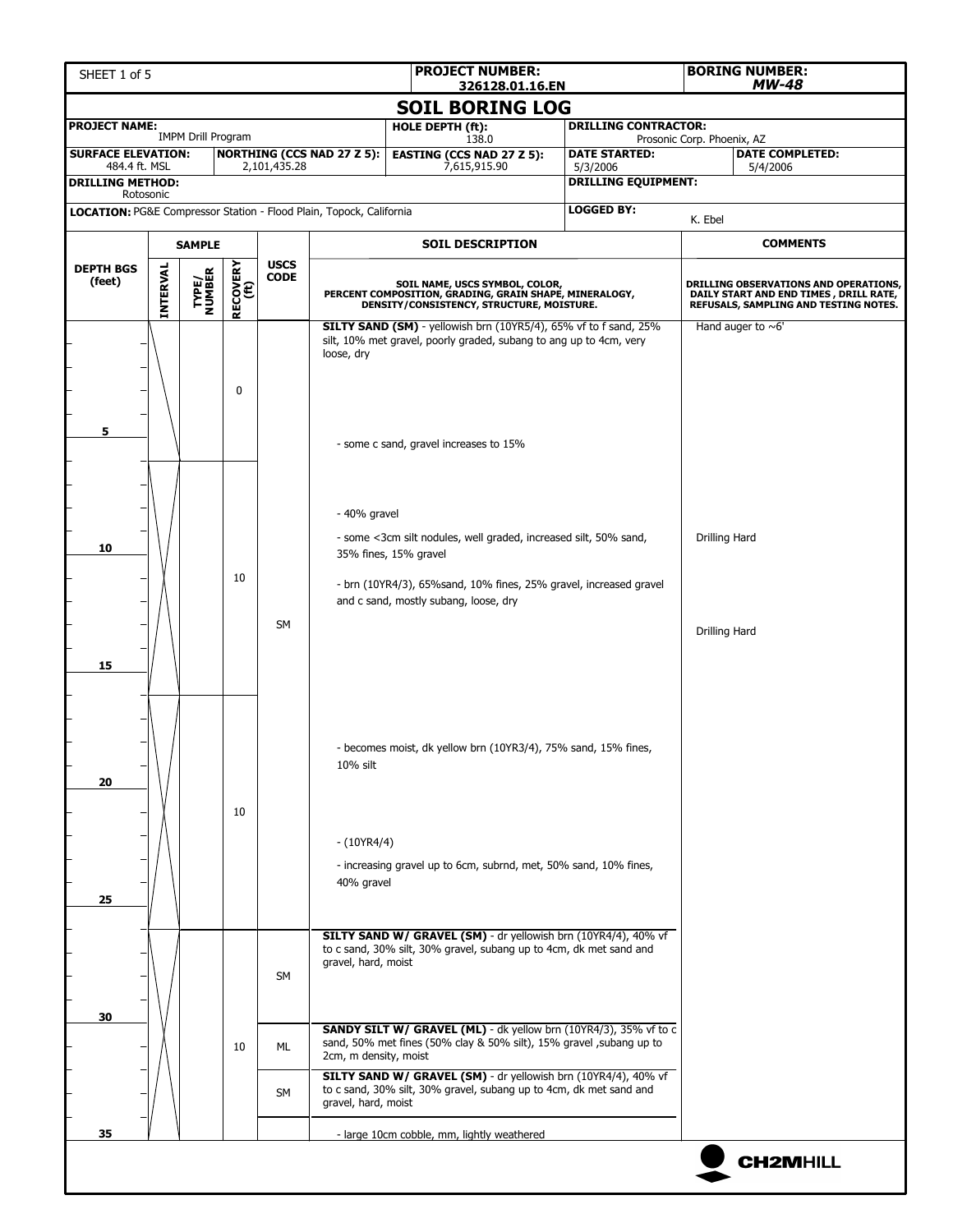SHEET 1 of 5

| PROJECT NUMBER: 326128.01.16.EN | BORING NUMBER: MW-48 |
|---|---|

# SOIL BORING LOG

| | | | |
|---|---|---|---|
| **PROJECT NAME:** IMPM Drill Program | **HOLE DEPTH (ft):** 138.0 | **DRILLING CONTRACTOR:** Prosonic Corp. Phoenix, AZ | |
| **SURFACE ELEVATION:** 484.4 ft. MSL | **NORTHING (CCS NAD 27 Z 5):** 2,101,435.28 | **EASTING (CCS NAD 27 Z 5):** 7,615,915.90 | **DATE STARTED:** 5/3/2006 — **DATE COMPLETED:** 5/4/2006 |
| **DRILLING METHOD:** Rotosonic | | **DRILLING EQUIPMENT:** | |
| **LOCATION:** PG&E Compressor Station - Flood Plain, Topock, California | | **LOGGED BY:** K. Ebel | |

| DEPTH BGS (feet) | SAMPLE INTERVAL | SAMPLE TYPE/NUMBER | SAMPLE RECOVERY (ft) | USCS CODE | SOIL DESCRIPTION (SOIL NAME, USCS SYMBOL, COLOR, PERCENT COMPOSITION, GRADING, GRAIN SHAPE, MINERALOGY, DENSITY/CONSISTENCY, STRUCTURE, MOISTURE.) | COMMENTS (DRILLING OBSERVATIONS AND OPERATIONS, DAILY START AND END TIMES, DRILL RATE, REFUSALS, SAMPLING AND TESTING NOTES.) |
|---|---|---|---|---|---|---|
| 0–6 | | | 0 | SM | **SILTY SAND (SM)** - yellowish brn (10YR5/4), 65% vf to f sand, 25% silt, 10% met gravel, poorly graded, subang to ang up to 4cm, very loose, dry | Hand auger to ~6' |
| 5 | | | | | - some c sand, gravel increases to 15% | |
| 6–16 | | | 10 | | - 40% gravel | |
| 10 | | | | | - some <3cm silt nodules, well graded, increased silt, 50% sand, 35% fines, 15% gravel | Drilling Hard |
| | | | | | - brn (10YR4/3), 65%sand, 10% fines, 25% gravel, increased gravel and c sand, mostly subang, loose, dry | |
| | | | | | | Drilling Hard |
| 15 | | | | | | |
| 16–26 | | | 10 | | - becomes moist, dk yellow brn (10YR3/4), 75% sand, 15% fines, 10% silt | |
| 20 | | | | | | |
| | | | | | - (10YR4/4) | |
| | | | | | - increasing gravel up to 6cm, subrnd, met, 50% sand, 10% fines, 40% gravel | |
| 25 | | | | | | |
| 26–36 | | | 10 | SM | **SILTY SAND W/ GRAVEL (SM)** - dr yellowish brn (10YR4/4), 40% vf to c sand, 30% silt, 30% gravel, subang up to 4cm, dk met sand and gravel, hard, moist | |
| 30 | | | | ML | **SANDY SILT W/ GRAVEL (ML)** - dk yellow brn (10YR4/3), 35% vf to c sand, 50% met fines (50% clay & 50% silt), 15% gravel ,subang up to 2cm, m density, moist | |
| | | | | SM | **SILTY SAND W/ GRAVEL (SM)** - dr yellowish brn (10YR4/4), 40% vf to c sand, 30% silt, 30% gravel, subang up to 4cm, dk met sand and gravel, hard, moist | |
| 35 | | | | | - large 10cm cobble, mm, lightly weathered | |

CH2MHILL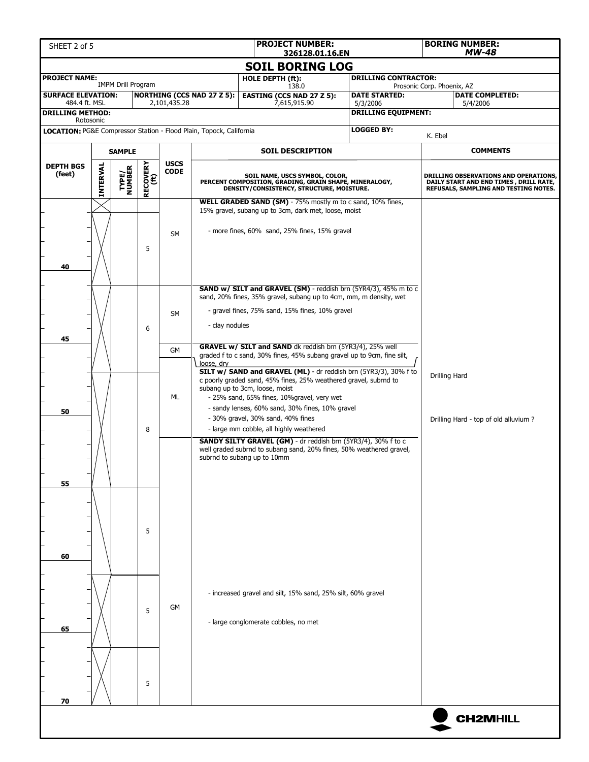| SHEET 2 of 5 | PROJECT NUMBER: 326128.01.16.EN | BORING NUMBER: *MW-48* |
|---|---|---|

## SOIL BORING LOG

| | | | |
|---|---|---|---|
| **PROJECT NAME:** IMPM Drill Program | | **HOLE DEPTH (ft):** 138.0 | **DRILLING CONTRACTOR:** Prosonic Corp. Phoenix, AZ |
| **SURFACE ELEVATION:** 484.4 ft. MSL | **NORTHING (CCS NAD 27 Z 5):** 2,101,435.28 | **EASTING (CCS NAD 27 Z 5):** 7,615,915.90 | **DATE STARTED:** 5/3/2006 / **DATE COMPLETED:** 5/4/2006 |
| **DRILLING METHOD:** Rotosonic | | | **DRILLING EQUIPMENT:** |
| **LOCATION:** PG&E Compressor Station - Flood Plain, Topock, California | | | **LOGGED BY:** K. Ebel |

| DEPTH BGS (feet) | INTERVAL | TYPE/ NUMBER | RECOVERY (ft) | USCS CODE | SOIL DESCRIPTION (SOIL NAME, USCS SYMBOL, COLOR, PERCENT COMPOSITION, GRADING, GRAIN SHAPE, MINERALOGY, DENSITY/CONSISTENCY, STRUCTURE, MOISTURE.) | COMMENTS (DRILLING OBSERVATIONS AND OPERATIONS, DAILY START AND END TIMES , DRILL RATE, REFUSALS, SAMPLING AND TESTING NOTES.) |
|---|---|---|---|---|---|---|
| | | | | SM | **WELL GRADED SAND (SM)** - 75% mostly m to c sand, 10% fines, 15% gravel, subang up to 3cm, dark met, loose, moist | |
| | | | 5 | | - more fines, 60% sand, 25% fines, 15% gravel | |
| 40 | | | | | | |
| | | | | SM | **SAND w/ SILT and GRAVEL (SM)** - reddish brn (5YR4/3), 45% m to c sand, 20% fines, 35% gravel, subang up to 4cm, mm, m density, wet | |
| | | | | | - gravel fines, 75% sand, 15% fines, 10% gravel | |
| | | | 6 | | - clay nodules | |
| 45 | | | | GM | **GRAVEL w/ SILT and SAND** dk reddish brn (5YR3/4), 25% well graded f to c sand, 30% fines, 45% subang gravel up to 9cm, fine silt, loose, dry | |
| | | | | ML | **SILT w/ SAND and GRAVEL (ML)** - dr reddish brn (5YR3/3), 30% f to c poorly graded sand, 45% fines, 25% weathered gravel, subrnd to subang up to 3cm, loose, moist | Drilling Hard |
| | | | | | - 25% sand, 65% fines, 10%gravel, very wet | |
| | | | | | - sandy lenses, 60% sand, 30% fines, 10% gravel | |
| 50 | | | | | - 30% gravel, 30% sand, 40% fines | Drilling Hard - top of old alluvium ? |
| | | | 8 | | - large mm cobble, all highly weathered | |
| | | | | GM | **SANDY SILTY GRAVEL (GM)** - dr reddish brn (5YR3/4), 30% f to c well graded subrnd to subang sand, 20% fines, 50% weathered gravel, subrnd to subang up to 10mm | |
| 55 | | | | | | |
| | | | 5 | | | |
| 60 | | | | | | |
| | | | | | - increased gravel and silt, 15% sand, 25% silt, 60% gravel | |
| | | | 5 | | | |
| | | | | | - large conglomerate cobbles, no met | |
| 65 | | | | | | |
| | | | 5 | | | |
| 70 | | | | | | |

CH2MHILL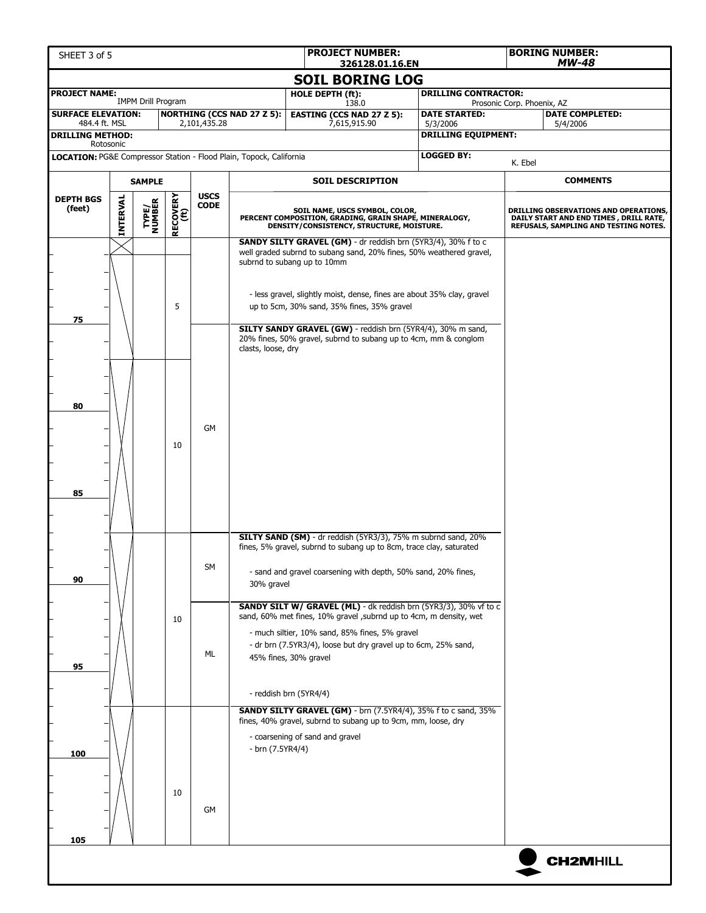| PROJECT NUMBER: 326128.01.16.EN | BORING NUMBER: MW-48 |
|---|---|

# SOIL BORING LOG

| | | | |
|---|---|---|---|
| **PROJECT NAME:** IMPM Drill Program | **HOLE DEPTH (ft):** 138.0 | **DRILLING CONTRACTOR:** Prosonic Corp. Phoenix, AZ | |
| **SURFACE ELEVATION:** 484.4 ft. MSL | **NORTHING (CCS NAD 27 Z 5):** 2,101,435.28 | **EASTING (CCS NAD 27 Z 5):** 7,615,915.90 | **DATE STARTED:** 5/3/2006 / **DATE COMPLETED:** 5/4/2006 |
| **DRILLING METHOD:** Rotosonic | | **DRILLING EQUIPMENT:** | |
| **LOCATION:** PG&E Compressor Station - Flood Plain, Topock, California | | **LOGGED BY:** K. Ebel | |

| DEPTH BGS (feet) | SAMPLE INTERVAL | SAMPLE TYPE/NUMBER | RECOVERY (ft) | USCS CODE | SOIL DESCRIPTION (SOIL NAME, USCS SYMBOL, COLOR, PERCENT COMPOSITION, GRADING, GRAIN SHAPE, MINERALOGY, DENSITY/CONSISTENCY, STRUCTURE, MOISTURE.) | COMMENTS (DRILLING OBSERVATIONS AND OPERATIONS, DAILY START AND END TIMES, DRILL RATE, REFUSALS, SAMPLING AND TESTING NOTES.) |
|---|---|---|---|---|---|---|
| | | | 5 | | **SANDY SILTY GRAVEL (GM)** - dr reddish brn (5YR3/4), 30% f to c well graded subrnd to subang sand, 20% fines, 50% weathered gravel, subrnd to subang up to 10mm<br>- less gravel, slightly moist, dense, fines are about 35% clay, gravel up to 5cm, 30% sand, 35% fines, 35% gravel | |
| 75 | | | | | | |
| | | | 10 | GM | **SILTY SANDY GRAVEL (GW)** - reddish brn (5YR4/4), 30% m sand, 20% fines, 50% gravel, subrnd to subang up to 4cm, mm & conglom clasts, loose, dry | |
| 80 | | | | | | |
| 85 | | | | | | |
| | | | | SM | **SILTY SAND (SM)** - dr reddish (5YR3/3), 75% m subrnd sand, 20% fines, 5% gravel, subrnd to subang up to 8cm, trace clay, saturated<br>- sand and gravel coarsening with depth, 50% sand, 20% fines, 30% gravel | |
| 90 | | | | | | |
| | | | 10 | ML | **SANDY SILT W/ GRAVEL (ML)** - dk reddish brn (5YR3/3), 30% vf to c sand, 60% met fines, 10% gravel ,subrnd up to 4cm, m density, wet<br>- much siltier, 10% sand, 85% fines, 5% gravel<br>- dr brn (7.5YR3/4), loose but dry gravel up to 6cm, 25% sand, 45% fines, 30% gravel<br>- reddish brn (5YR4/4) | |
| 95 | | | | | | |
| | | | 10 | GM | **SANDY SILTY GRAVEL (GM)** - brn (7.5YR4/4), 35% f to c sand, 35% fines, 40% gravel, subrnd to subang up to 9cm, mm, loose, dry<br>- coarsening of sand and gravel<br>- brn (7.5YR4/4) | |
| 100 | | | | | | |
| 105 | | | | | | |

CH2MHILL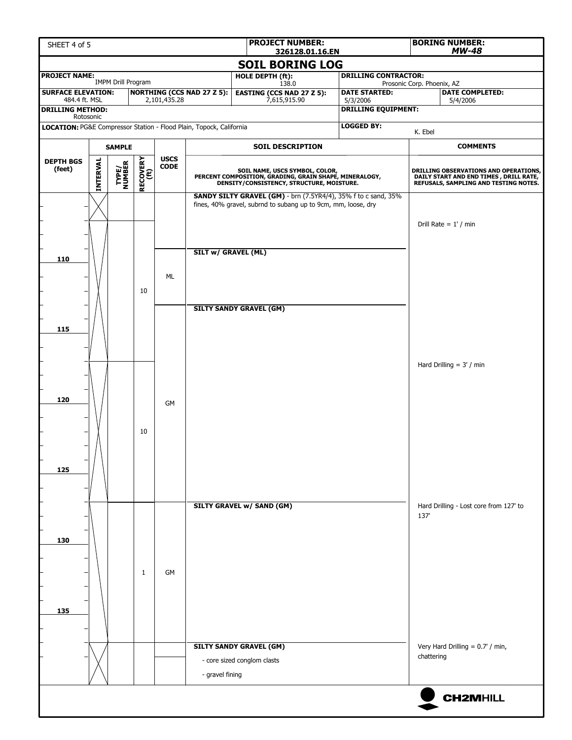| PROJECT NUMBER: 326128.01.16.EN | BORING NUMBER: MW-48 |
|---|---|

# SOIL BORING LOG

| PROJECT NAME: IMPM Drill Program | | HOLE DEPTH (ft): 138.0 | DRILLING CONTRACTOR: Prosonic Corp. Phoenix, AZ | |
|---|---|---|---|---|
| SURFACE ELEVATION: 484.4 ft. MSL | NORTHING (CCS NAD 27 Z 5): 2,101,435.28 | EASTING (CCS NAD 27 Z 5): 7,615,915.90 | DATE STARTED: 5/3/2006 | DATE COMPLETED: 5/4/2006 |
| DRILLING METHOD: Rotosonic | | | DRILLING EQUIPMENT: | |
| LOCATION: PG&E Compressor Station - Flood Plain, Topock, California | | | LOGGED BY: K. Ebel | |

| DEPTH BGS (feet) | INTERVAL | TYPE/NUMBER | RECOVERY (ft) | USCS CODE | SOIL DESCRIPTION (SOIL NAME, USCS SYMBOL, COLOR, PERCENT COMPOSITION, GRADING, GRAIN SHAPE, MINERALOGY, DENSITY/CONSISTENCY, STRUCTURE, MOISTURE.) | COMMENTS (DRILLING OBSERVATIONS AND OPERATIONS, DAILY START AND END TIMES, DRILL RATE, REFUSALS, SAMPLING AND TESTING NOTES.) |
|---|---|---|---|---|---|---|
| | | | | | **SANDY SILTY GRAVEL (GM)** - brn (7.5YR4/4), 35% f to c sand, 35% fines, 40% gravel, subrnd to subang up to 9cm, mm, loose, dry | Drill Rate = 1' / min |
| 110 | | | 10 | ML | **SILT w/ GRAVEL (ML)** | |
| 115 | | | | | **SILTY SANDY GRAVEL (GM)** | Hard Drilling = 3' / min |
| 120 | | | 10 | GM | | |
| 125 | | | | | | |
| 130 | | | 1 | GM | **SILTY GRAVEL w/ SAND (GM)** | Hard Drilling - Lost core from 127' to 137' |
| 135 | | | | | | |
| | | | | | **SILTY SANDY GRAVEL (GM)**<br>- core sized conglom clasts<br>- gravel fining | Very Hard Drilling = 0.7' / min, chattering |

CH2MHILL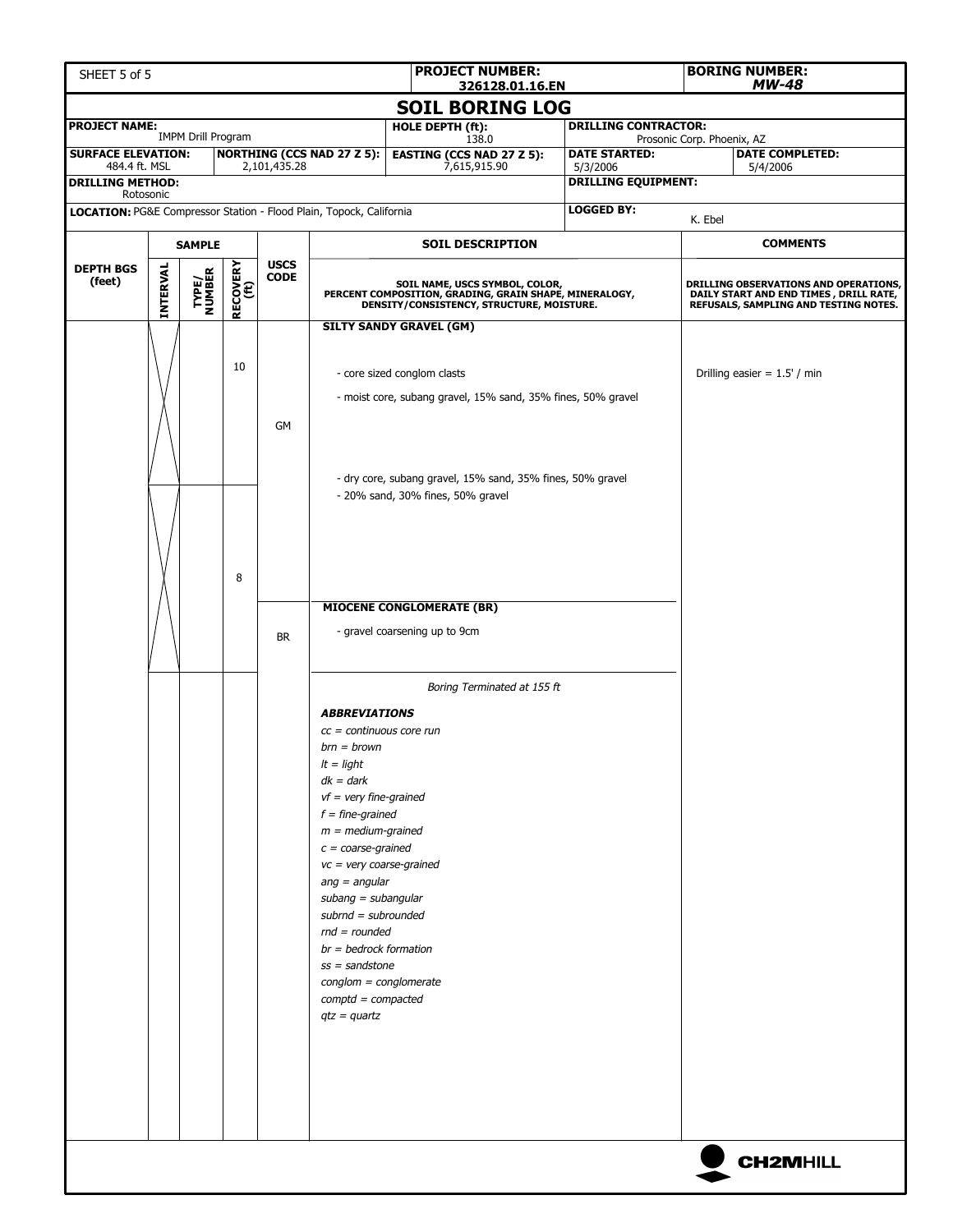| PROJECT NUMBER: 326128.01.16.EN | BORING NUMBER: MW-48 |
|---|---|

# SOIL BORING LOG

| | | | |
|---|---|---|---|
| **PROJECT NAME:** IMPM Drill Program | **HOLE DEPTH (ft):** 138.0 | **DRILLING CONTRACTOR:** Prosonic Corp. Phoenix, AZ | |
| **SURFACE ELEVATION:** 484.4 ft. MSL | **NORTHING (CCS NAD 27 Z 5):** 2,101,435.28 | **EASTING (CCS NAD 27 Z 5):** 7,615,915.90 | **DATE STARTED:** 5/3/2006 / **DATE COMPLETED:** 5/4/2006 |
| **DRILLING METHOD:** Rotosonic | | **DRILLING EQUIPMENT:** | |
| **LOCATION:** PG&E Compressor Station - Flood Plain, Topock, California | | **LOGGED BY:** K. Ebel | |

| DEPTH BGS (feet) | SAMPLE INTERVAL | SAMPLE TYPE/ NUMBER | SAMPLE RECOVERY (ft) | USCS CODE | SOIL DESCRIPTION (SOIL NAME, USCS SYMBOL, COLOR, PERCENT COMPOSITION, GRADING, GRAIN SHAPE, MINERALOGY, DENSITY/CONSISTENCY, STRUCTURE, MOISTURE.) | COMMENTS (DRILLING OBSERVATIONS AND OPERATIONS, DAILY START AND END TIMES, DRILL RATE, REFUSALS, SAMPLING AND TESTING NOTES.) |
|---|---|---|---|---|---|---|
| | | | | | **SILTY SANDY GRAVEL (GM)** | |
| | | | 10 | | - core sized conglom clasts | Drilling easier = 1.5' / min |
| | | | | | - moist core, subang gravel, 15% sand, 35% fines, 50% gravel | |
| | | | | GM | | |
| | | | | | - dry core, subang gravel, 15% sand, 35% fines, 50% gravel | |
| | | | | | - 20% sand, 30% fines, 50% gravel | |
| | | | 8 | | | |
| | | | | | **MIOCENE CONGLOMERATE (BR)** | |
| | | | | BR | - gravel coarsening up to 9cm | |
| | | | | | *Boring Terminated at 155 ft* | |

***ABBREVIATIONS***

*cc = continuous core run*
*brn = brown*
*lt = light*
*dk = dark*
*vf = very fine-grained*
*f = fine-grained*
*m = medium-grained*
*c = coarse-grained*
*vc = very coarse-grained*
*ang = angular*
*subang = subangular*
*subrnd = subrounded*
*rnd = rounded*
*br = bedrock formation*
*ss = sandstone*
*conglom = conglomerate*
*comptd = compacted*
*qtz = quartz*

CH2MHILL